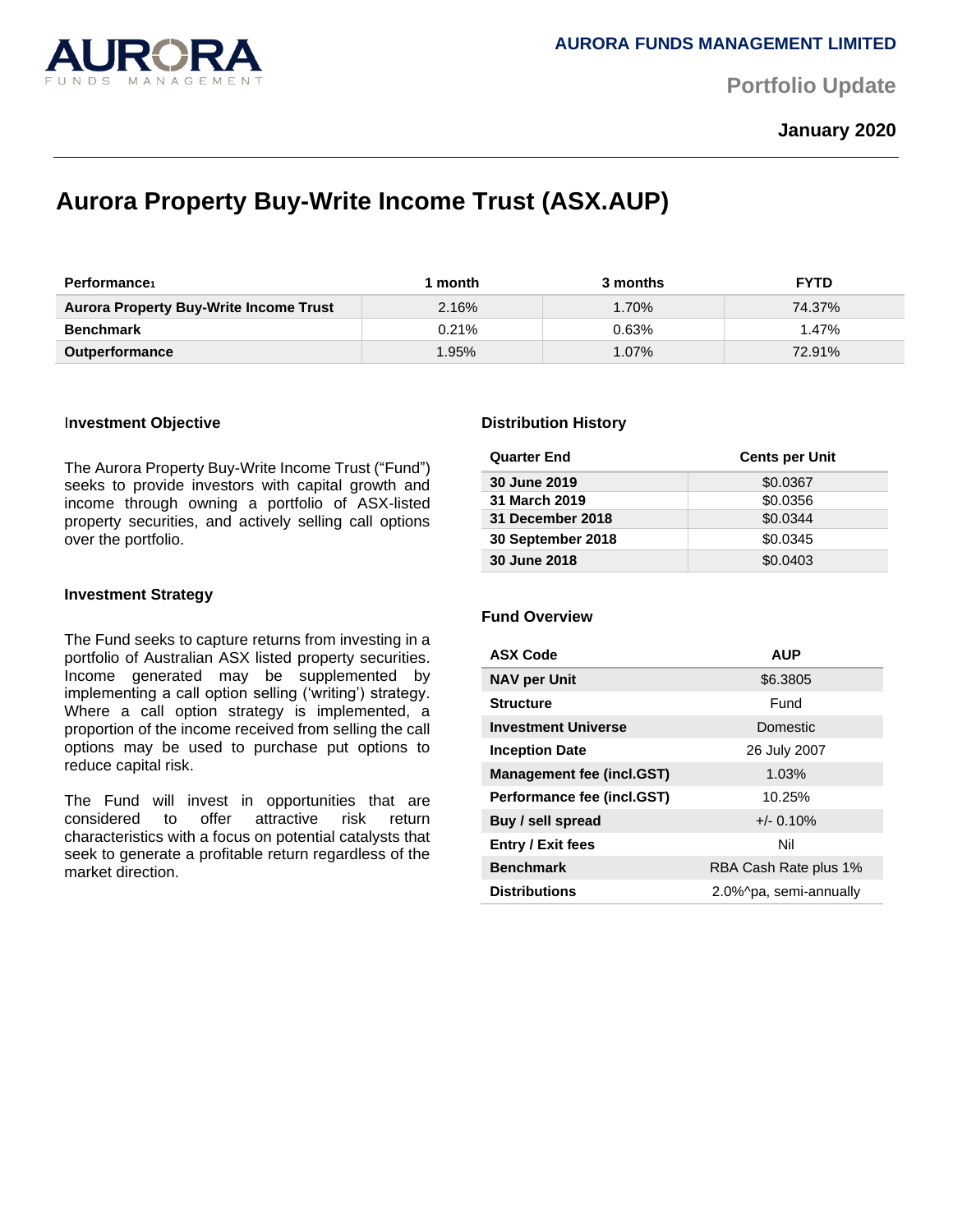AURORA FUNDS MANAGEMENT LIMITED

Portfolio Update

**January 2020**

# Aurora Property Buy-Write Income Trust (ASX.AUP)

| Performance[1] | 1 month | 3 months | FYTD |
|---|---|---|---|
| **Aurora Property Buy-Write Income Trust** | 2.16% | 1.70% | 74.37% |
| **Benchmark** | 0.21% | 0.63% | 1.47% |
| **Outperformance** | 1.95% | 1.07% | 72.91% |

### Investment Objective

The Aurora Property Buy-Write Income Trust ("Fund") seeks to provide investors with capital growth and income through owning a portfolio of ASX-listed property securities, and actively selling call options over the portfolio.

### Investment Strategy

The Fund seeks to capture returns from investing in a portfolio of Australian ASX listed property securities. Income generated may be supplemented by implementing a call option selling ('writing') strategy. Where a call option strategy is implemented, a proportion of the income received from selling the call options may be used to purchase put options to reduce capital risk.

The Fund will invest in opportunities that are considered to offer attractive risk return characteristics with a focus on potential catalysts that seek to generate a profitable return regardless of the market direction.

### Distribution History

| Quarter End | Cents per Unit |
|---|---|
| **30 June 2019** | $0.0367 |
| **31 March 2019** | $0.0356 |
| **31 December 2018** | $0.0344 |
| **30 September 2018** | $0.0345 |
| **30 June 2018** | $0.0403 |

### Fund Overview

| ASX Code | AUP |
|---|---|
| **NAV per Unit** | $6.3805 |
| **Structure** | Fund |
| **Investment Universe** | Domestic |
| **Inception Date** | 26 July 2007 |
| **Management fee (incl.GST)** | 1.03% |
| **Performance fee (incl.GST)** | 10.25% |
| **Buy / sell spread** | +/- 0.10% |
| **Entry / Exit fees** | Nil |
| **Benchmark** | RBA Cash Rate plus 1% |
| **Distributions** | 2.0%^pa, semi-annually |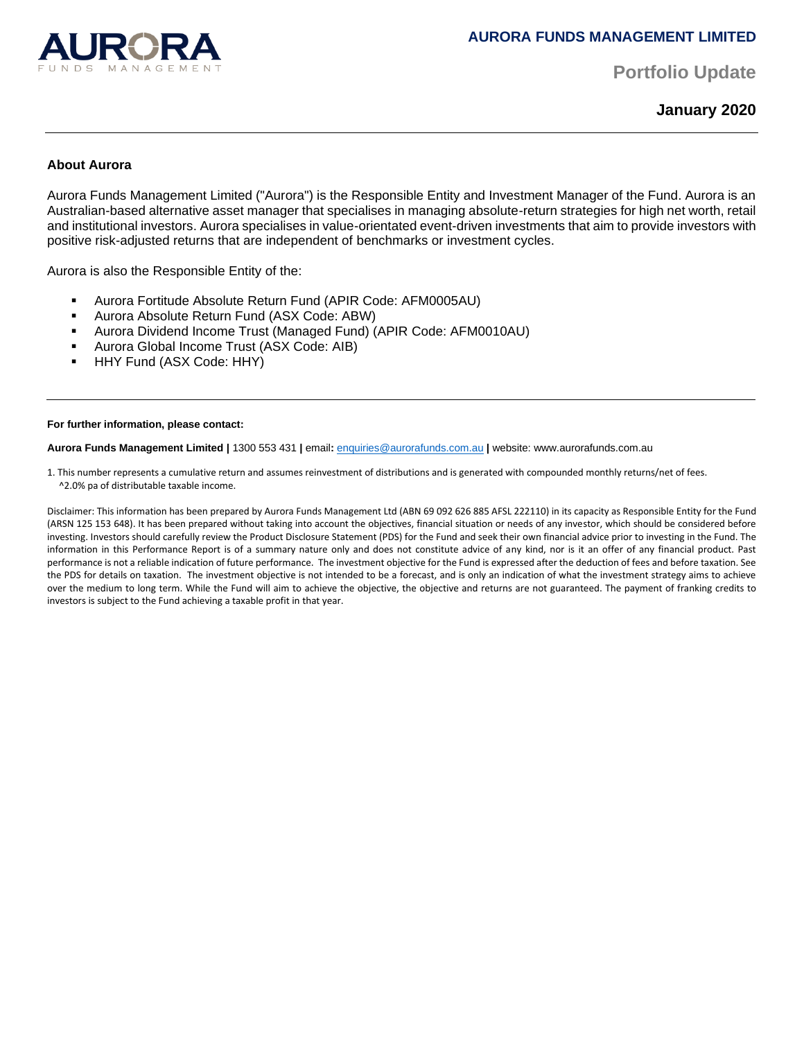## About Aurora

Aurora Funds Management Limited ("Aurora") is the Responsible Entity and Investment Manager of the Fund. Aurora is an Australian-based alternative asset manager that specialises in managing absolute-return strategies for high net worth, retail and institutional investors. Aurora specialises in value-orientated event-driven investments that aim to provide investors with positive risk-adjusted returns that are independent of benchmarks or investment cycles.

Aurora is also the Responsible Entity of the:

- Aurora Fortitude Absolute Return Fund (APIR Code: AFM0005AU)
- Aurora Absolute Return Fund (ASX Code: ABW)
- Aurora Dividend Income Trust (Managed Fund) (APIR Code: AFM0010AU)
- Aurora Global Income Trust (ASX Code: AIB)
- HHY Fund (ASX Code: HHY)

---

**For further information, please contact:**

**Aurora Funds Management Limited |** 1300 553 431 **|** email**:** enquiries@aurorafunds.com.au **|** website: www.aurorafunds.com.au

1. This number represents a cumulative return and assumes reinvestment of distributions and is generated with compounded monthly returns/net of fees.
^2.0% pa of distributable taxable income.

Disclaimer: This information has been prepared by Aurora Funds Management Ltd (ABN 69 092 626 885 AFSL 222110) in its capacity as Responsible Entity for the Fund (ARSN 125 153 648). It has been prepared without taking into account the objectives, financial situation or needs of any investor, which should be considered before investing. Investors should carefully review the Product Disclosure Statement (PDS) for the Fund and seek their own financial advice prior to investing in the Fund. The information in this Performance Report is of a summary nature only and does not constitute advice of any kind, nor is it an offer of any financial product. Past performance is not a reliable indication of future performance. The investment objective for the Fund is expressed after the deduction of fees and before taxation. See the PDS for details on taxation. The investment objective is not intended to be a forecast, and is only an indication of what the investment strategy aims to achieve over the medium to long term. While the Fund will aim to achieve the objective, the objective and returns are not guaranteed. The payment of franking credits to investors is subject to the Fund achieving a taxable profit in that year.